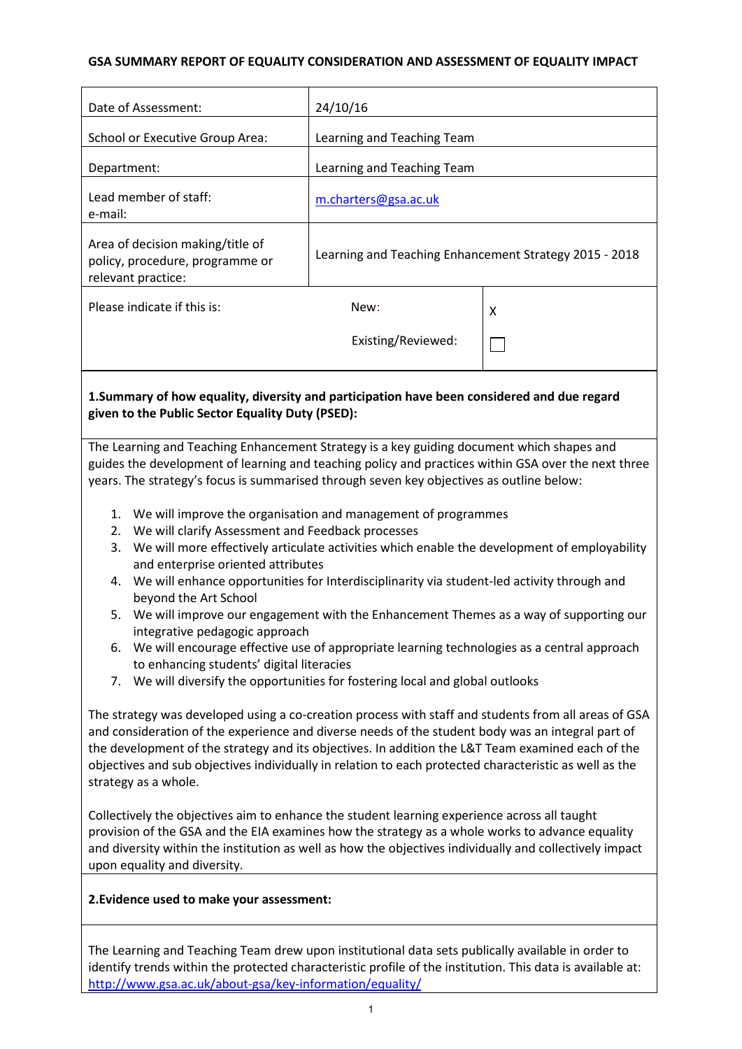**GSA SUMMARY REPORT OF EQUALITY CONSIDERATION AND ASSESSMENT OF EQUALITY IMPACT**

| | | |
|---|---|---|
| Date of Assessment: | 24/10/16 | |
| School or Executive Group Area: | Learning and Teaching Team | |
| Department: | Learning and Teaching Team | |
| Lead member of staff:<br>e-mail: | m.charters@gsa.ac.uk | |
| Area of decision making/title of policy, procedure, programme or relevant practice: | Learning and Teaching Enhancement Strategy 2015 - 2018 | |
| Please indicate if this is: | New: | X |
| | Existing/Reviewed: | ☐ |

**1.Summary of how equality, diversity and participation have been considered and due regard given to the Public Sector Equality Duty (PSED):**

The Learning and Teaching Enhancement Strategy is a key guiding document which shapes and guides the development of learning and teaching policy and practices within GSA over the next three years. The strategy's focus is summarised through seven key objectives as outline below:

1. We will improve the organisation and management of programmes
2. We will clarify Assessment and Feedback processes
3. We will more effectively articulate activities which enable the development of employability and enterprise oriented attributes
4. We will enhance opportunities for Interdisciplinarity via student-led activity through and beyond the Art School
5. We will improve our engagement with the Enhancement Themes as a way of supporting our integrative pedagogic approach
6. We will encourage effective use of appropriate learning technologies as a central approach to enhancing students' digital literacies
7. We will diversify the opportunities for fostering local and global outlooks

The strategy was developed using a co-creation process with staff and students from all areas of GSA and consideration of the experience and diverse needs of the student body was an integral part of the development of the strategy and its objectives. In addition the L&T Team examined each of the objectives and sub objectives individually in relation to each protected characteristic as well as the strategy as a whole.

Collectively the objectives aim to enhance the student learning experience across all taught provision of the GSA and the EIA examines how the strategy as a whole works to advance equality and diversity within the institution as well as how the objectives individually and collectively impact upon equality and diversity.

**2.Evidence used to make your assessment:**

The Learning and Teaching Team drew upon institutional data sets publically available in order to identify trends within the protected characteristic profile of the institution. This data is available at: http://www.gsa.ac.uk/about-gsa/key-information/equality/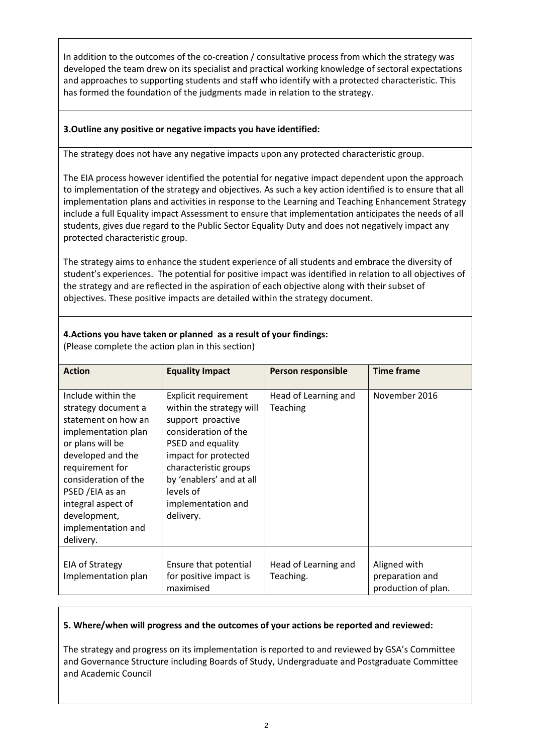In addition to the outcomes of the co-creation / consultative process from which the strategy was developed the team drew on its specialist and practical working knowledge of sectoral expectations and approaches to supporting students and staff who identify with a protected characteristic. This has formed the foundation of the judgments made in relation to the strategy.

**3.Outline any positive or negative impacts you have identified:**

The strategy does not have any negative impacts upon any protected characteristic group.

The EIA process however identified the potential for negative impact dependent upon the approach to implementation of the strategy and objectives. As such a key action identified is to ensure that all implementation plans and activities in response to the Learning and Teaching Enhancement Strategy include a full Equality impact Assessment to ensure that implementation anticipates the needs of all students, gives due regard to the Public Sector Equality Duty and does not negatively impact any protected characteristic group.

The strategy aims to enhance the student experience of all students and embrace the diversity of student's experiences. The potential for positive impact was identified in relation to all objectives of the strategy and are reflected in the aspiration of each objective along with their subset of objectives. These positive impacts are detailed within the strategy document.

**4.Actions you have taken or planned as a result of your findings:**
(Please complete the action plan in this section)

| Action | Equality Impact | Person responsible | Time frame |
|---|---|---|---|
| Include within the strategy document a statement on how an implementation plan or plans will be developed and the requirement for consideration of the PSED /EIA as an integral aspect of development, implementation and delivery. | Explicit requirement within the strategy will support proactive consideration of the PSED and equality impact for protected characteristic groups by 'enablers' and at all levels of implementation and delivery. | Head of Learning and Teaching | November 2016 |
| EIA of Strategy Implementation plan | Ensure that potential for positive impact is maximised | Head of Learning and Teaching. | Aligned with preparation and production of plan. |

**5. Where/when will progress and the outcomes of your actions be reported and reviewed:**

The strategy and progress on its implementation is reported to and reviewed by GSA's Committee and Governance Structure including Boards of Study, Undergraduate and Postgraduate Committee and Academic Council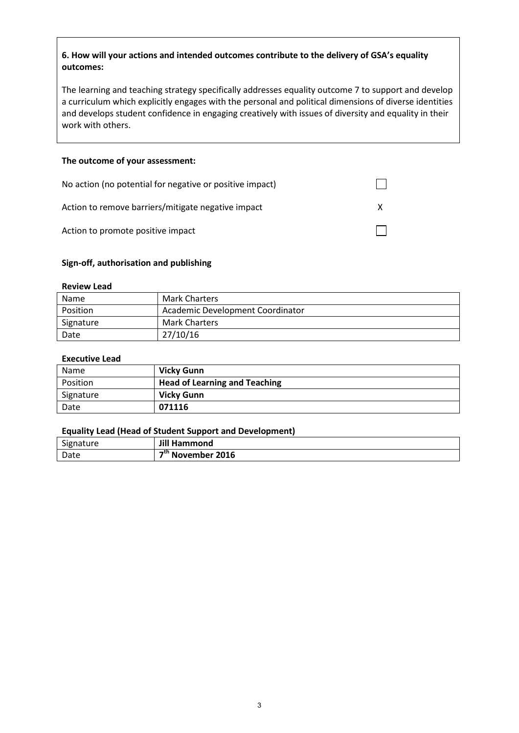**6. How will your actions and intended outcomes contribute to the delivery of GSA's equality outcomes:**

The learning and teaching strategy specifically addresses equality outcome 7 to support and develop a curriculum which explicitly engages with the personal and political dimensions of diverse identities and develops student confidence in engaging creatively with issues of diversity and equality in their work with others.

**The outcome of your assessment:**

| | |
|---|---|
| No action (no potential for negative or positive impact) | ☐ |
| Action to remove barriers/mitigate negative impact | X |
| Action to promote positive impact | ☐ |

**Sign-off, authorisation and publishing**

**Review Lead**

| | |
|---|---|
| Name | Mark Charters |
| Position | Academic Development Coordinator |
| Signature | Mark Charters |
| Date | 27/10/16 |

**Executive Lead**

| | |
|---|---|
| Name | **Vicky Gunn** |
| Position | **Head of Learning and Teaching** |
| Signature | **Vicky Gunn** |
| Date | **071116** |

**Equality Lead (Head of Student Support and Development)**

| | |
|---|---|
| Signature | **Jill Hammond** |
| Date | **7th November 2016** |